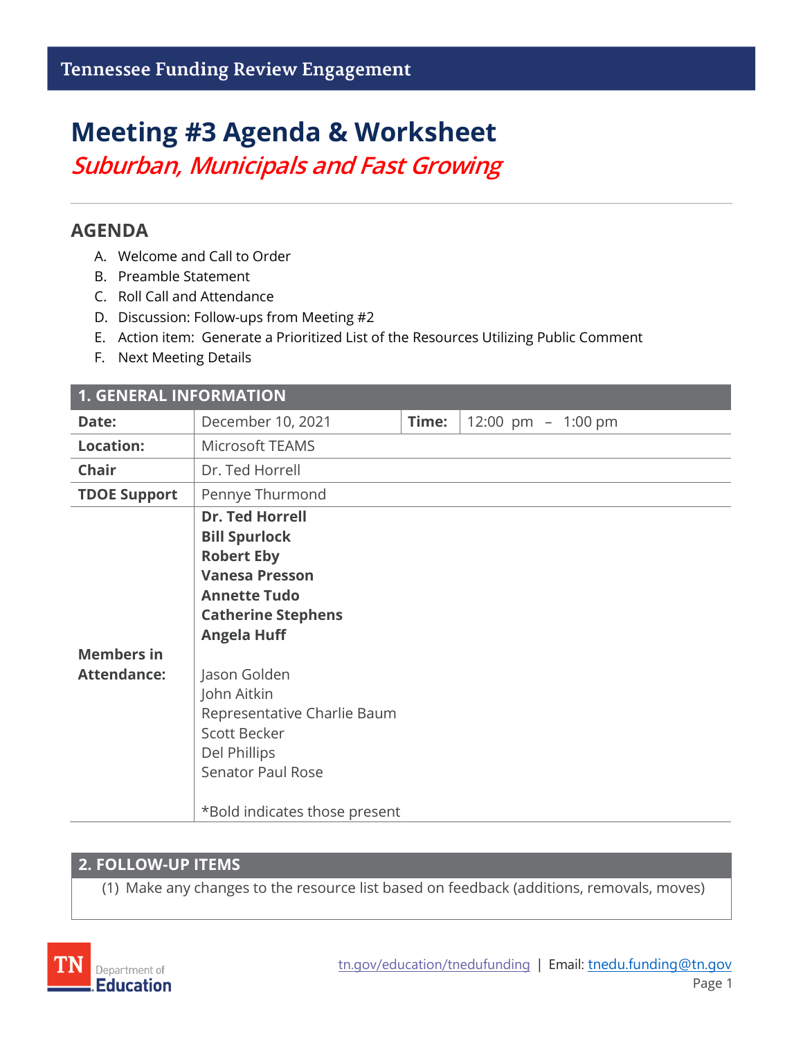Tennessee Funding Review Engagement

# Meeting #3 Agenda & Worksheet

## *Suburban, Municipals and Fast Growing*

## AGENDA

A. Welcome and Call to Order
B. Preamble Statement
C. Roll Call and Attendance
D. Discussion: Follow-ups from Meeting #2
E. Action item: Generate a Prioritized List of the Resources Utilizing Public Comment
F. Next Meeting Details

| 1. GENERAL INFORMATION | | | |
|---|---|---|---|
| **Date:** | December 10, 2021 | **Time:** | 12:00 pm – 1:00 pm |
| **Location:** | Microsoft TEAMS | | |
| **Chair** | Dr. Ted Horrell | | |
| **TDOE Support** | Pennye Thurmond | | |
| **Members in Attendance:** | **Dr. Ted Horrell**<br>**Bill Spurlock**<br>**Robert Eby**<br>**Vanesa Presson**<br>**Annette Tudo**<br>**Catherine Stephens**<br>**Angela Huff**<br><br>Jason Golden<br>John Aitkin<br>Representative Charlie Baum<br>Scott Becker<br>Del Phillips<br>Senator Paul Rose<br><br>*Bold indicates those present | | |

| 2. FOLLOW-UP ITEMS |
|---|
| (1) Make any changes to the resource list based on feedback (additions, removals, moves) |

tn.gov/education/tnedufunding | Email: tnedu.funding@tn.gov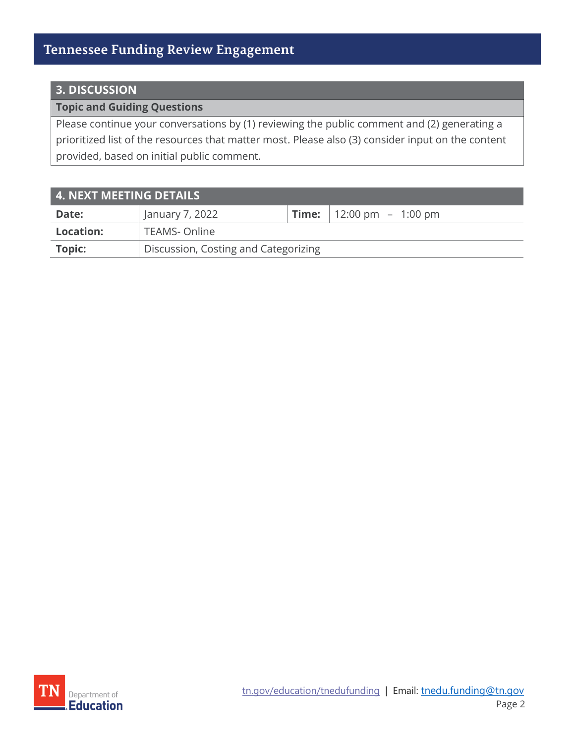## 3. DISCUSSION

**Topic and Guiding Questions**

Please continue your conversations by (1) reviewing the public comment and (2) generating a prioritized list of the resources that matter most. Please also (3) consider input on the content provided, based on initial public comment.

## 4. NEXT MEETING DETAILS

| | | | |
|---|---|---|---|
| **Date:** | January 7, 2022 | **Time:** | 12:00 pm – 1:00 pm |
| **Location:** | TEAMS- Online | | |
| **Topic:** | Discussion, Costing and Categorizing | | |